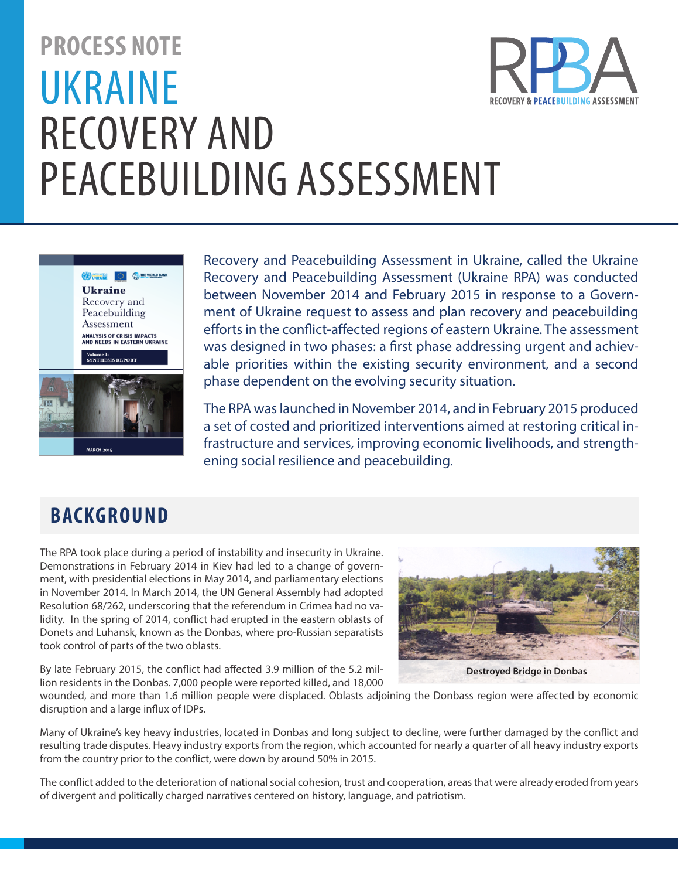PROCESS NOTE

# UKRAINE RECOVERY AND PEACEBUILDING ASSESSMENT

RECOVERY & PEACEBUILDING ASSESSMENT

Recovery and Peacebuilding Assessment in Ukraine, called the Ukraine Recovery and Peacebuilding Assessment (Ukraine RPA) was conducted between November 2014 and February 2015 in response to a Government of Ukraine request to assess and plan recovery and peacebuilding efforts in the conflict-affected regions of eastern Ukraine. The assessment was designed in two phases: a first phase addressing urgent and achievable priorities within the existing security environment, and a second phase dependent on the evolving security situation.

The RPA was launched in November 2014, and in February 2015 produced a set of costed and prioritized interventions aimed at restoring critical infrastructure and services, improving economic livelihoods, and strengthening social resilience and peacebuilding.

## BACKGROUND

The RPA took place during a period of instability and insecurity in Ukraine. Demonstrations in February 2014 in Kiev had led to a change of government, with presidential elections in May 2014, and parliamentary elections in November 2014. In March 2014, the UN General Assembly had adopted Resolution 68/262, underscoring that the referendum in Crimea had no validity. In the spring of 2014, conflict had erupted in the eastern oblasts of Donets and Luhansk, known as the Donbas, where pro-Russian separatists took control of parts of the two oblasts.

Destroyed Bridge in Donbas

By late February 2015, the conflict had affected 3.9 million of the 5.2 million residents in the Donbas. 7,000 people were reported killed, and 18,000 wounded, and more than 1.6 million people were displaced. Oblasts adjoining the Donbass region were affected by economic disruption and a large influx of IDPs.

Many of Ukraine's key heavy industries, located in Donbas and long subject to decline, were further damaged by the conflict and resulting trade disputes. Heavy industry exports from the region, which accounted for nearly a quarter of all heavy industry exports from the country prior to the conflict, were down by around 50% in 2015.

The conflict added to the deterioration of national social cohesion, trust and cooperation, areas that were already eroded from years of divergent and politically charged narratives centered on history, language, and patriotism.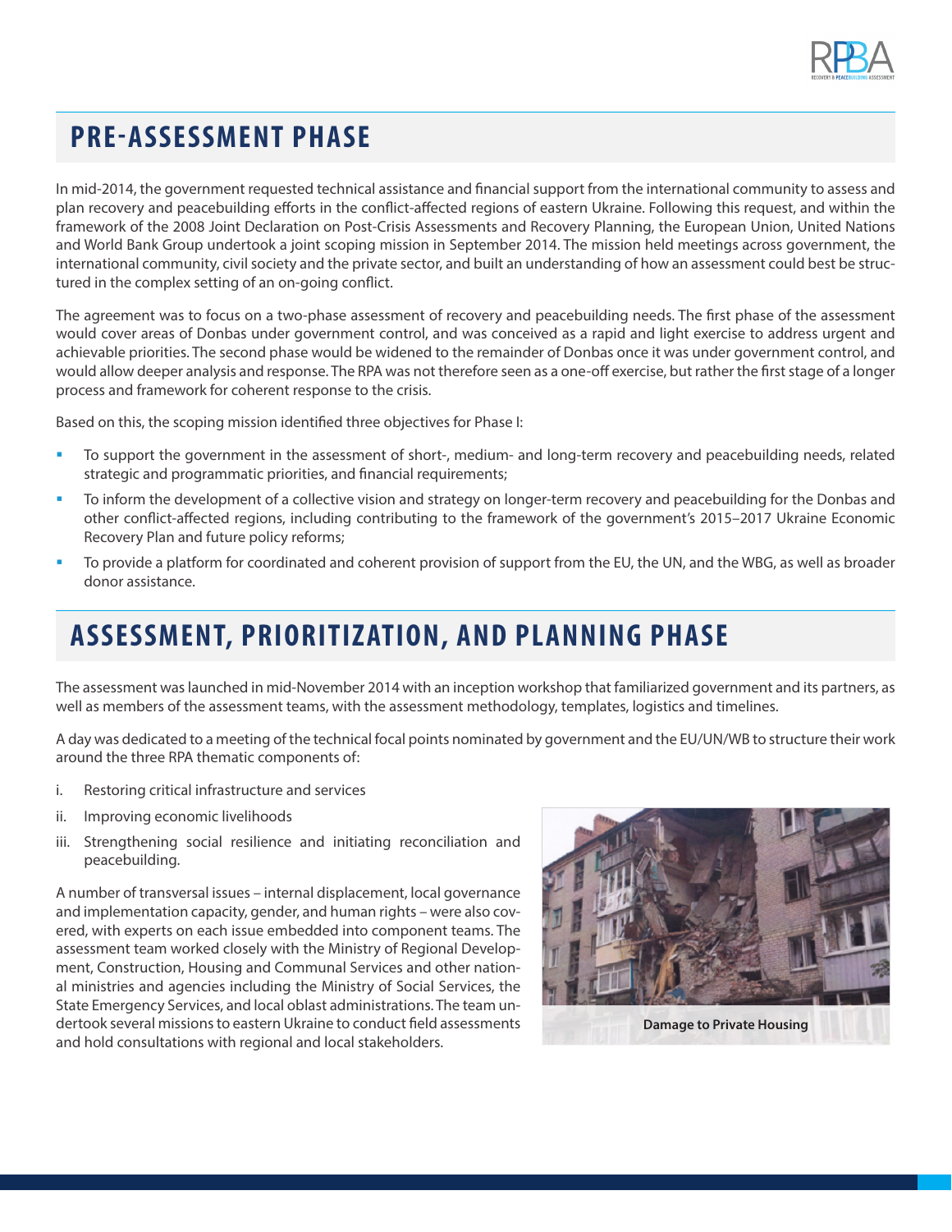## PRE-ASSESSMENT PHASE

In mid-2014, the government requested technical assistance and financial support from the international community to assess and plan recovery and peacebuilding efforts in the conflict-affected regions of eastern Ukraine. Following this request, and within the framework of the 2008 Joint Declaration on Post-Crisis Assessments and Recovery Planning, the European Union, United Nations and World Bank Group undertook a joint scoping mission in September 2014. The mission held meetings across government, the international community, civil society and the private sector, and built an understanding of how an assessment could best be structured in the complex setting of an on-going conflict.

The agreement was to focus on a two-phase assessment of recovery and peacebuilding needs. The first phase of the assessment would cover areas of Donbas under government control, and was conceived as a rapid and light exercise to address urgent and achievable priorities. The second phase would be widened to the remainder of Donbas once it was under government control, and would allow deeper analysis and response. The RPA was not therefore seen as a one-off exercise, but rather the first stage of a longer process and framework for coherent response to the crisis.

Based on this, the scoping mission identified three objectives for Phase I:

- To support the government in the assessment of short-, medium- and long-term recovery and peacebuilding needs, related strategic and programmatic priorities, and financial requirements;
- To inform the development of a collective vision and strategy on longer-term recovery and peacebuilding for the Donbas and other conflict-affected regions, including contributing to the framework of the government's 2015–2017 Ukraine Economic Recovery Plan and future policy reforms;
- To provide a platform for coordinated and coherent provision of support from the EU, the UN, and the WBG, as well as broader donor assistance.

## ASSESSMENT, PRIORITIZATION, AND PLANNING PHASE

The assessment was launched in mid-November 2014 with an inception workshop that familiarized government and its partners, as well as members of the assessment teams, with the assessment methodology, templates, logistics and timelines.

A day was dedicated to a meeting of the technical focal points nominated by government and the EU/UN/WB to structure their work around the three RPA thematic components of:

i. Restoring critical infrastructure and services
ii. Improving economic livelihoods
iii. Strengthening social resilience and initiating reconciliation and peacebuilding.

A number of transversal issues – internal displacement, local governance and implementation capacity, gender, and human rights – were also covered, with experts on each issue embedded into component teams. The assessment team worked closely with the Ministry of Regional Development, Construction, Housing and Communal Services and other national ministries and agencies including the Ministry of Social Services, the State Emergency Services, and local oblast administrations. The team undertook several missions to eastern Ukraine to conduct field assessments and hold consultations with regional and local stakeholders.

Damage to Private Housing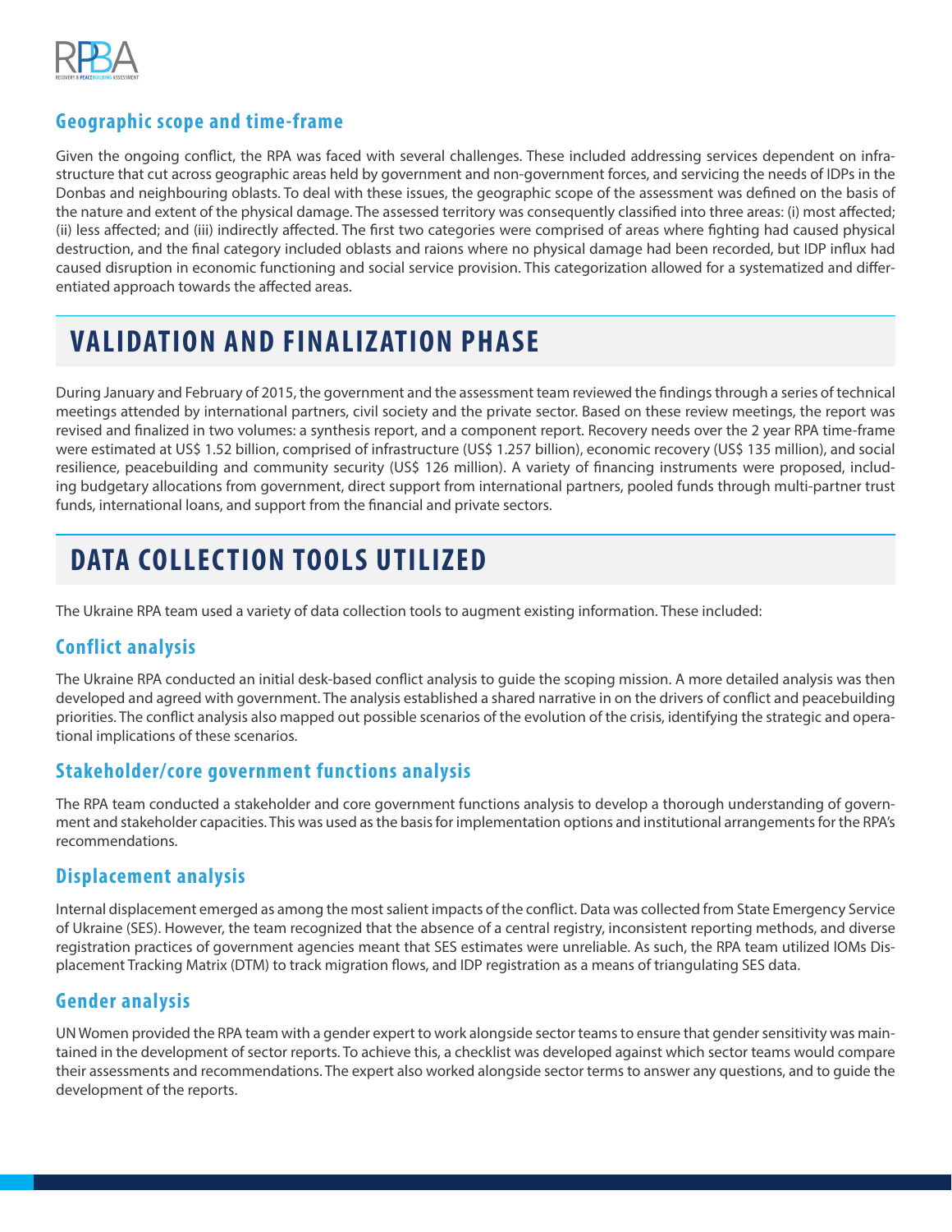### Geographic scope and time-frame

Given the ongoing conflict, the RPA was faced with several challenges. These included addressing services dependent on infrastructure that cut across geographic areas held by government and non-government forces, and servicing the needs of IDPs in the Donbas and neighbouring oblasts. To deal with these issues, the geographic scope of the assessment was defined on the basis of the nature and extent of the physical damage. The assessed territory was consequently classified into three areas: (i) most affected; (ii) less affected; and (iii) indirectly affected. The first two categories were comprised of areas where fighting had caused physical destruction, and the final category included oblasts and raions where no physical damage had been recorded, but IDP influx had caused disruption in economic functioning and social service provision. This categorization allowed for a systematized and differentiated approach towards the affected areas.

## VALIDATION AND FINALIZATION PHASE

During January and February of 2015, the government and the assessment team reviewed the findings through a series of technical meetings attended by international partners, civil society and the private sector. Based on these review meetings, the report was revised and finalized in two volumes: a synthesis report, and a component report. Recovery needs over the 2 year RPA time-frame were estimated at US$ 1.52 billion, comprised of infrastructure (US$ 1.257 billion), economic recovery (US$ 135 million), and social resilience, peacebuilding and community security (US$ 126 million). A variety of financing instruments were proposed, including budgetary allocations from government, direct support from international partners, pooled funds through multi-partner trust funds, international loans, and support from the financial and private sectors.

## DATA COLLECTION TOOLS UTILIZED

The Ukraine RPA team used a variety of data collection tools to augment existing information. These included:

### Conflict analysis

The Ukraine RPA conducted an initial desk-based conflict analysis to guide the scoping mission. A more detailed analysis was then developed and agreed with government. The analysis established a shared narrative in on the drivers of conflict and peacebuilding priorities. The conflict analysis also mapped out possible scenarios of the evolution of the crisis, identifying the strategic and operational implications of these scenarios.

### Stakeholder/core government functions analysis

The RPA team conducted a stakeholder and core government functions analysis to develop a thorough understanding of government and stakeholder capacities. This was used as the basis for implementation options and institutional arrangements for the RPA's recommendations.

### Displacement analysis

Internal displacement emerged as among the most salient impacts of the conflict. Data was collected from State Emergency Service of Ukraine (SES). However, the team recognized that the absence of a central registry, inconsistent reporting methods, and diverse registration practices of government agencies meant that SES estimates were unreliable. As such, the RPA team utilized IOMs Displacement Tracking Matrix (DTM) to track migration flows, and IDP registration as a means of triangulating SES data.

### Gender analysis

UN Women provided the RPA team with a gender expert to work alongside sector teams to ensure that gender sensitivity was maintained in the development of sector reports. To achieve this, a checklist was developed against which sector teams would compare their assessments and recommendations. The expert also worked alongside sector terms to answer any questions, and to guide the development of the reports.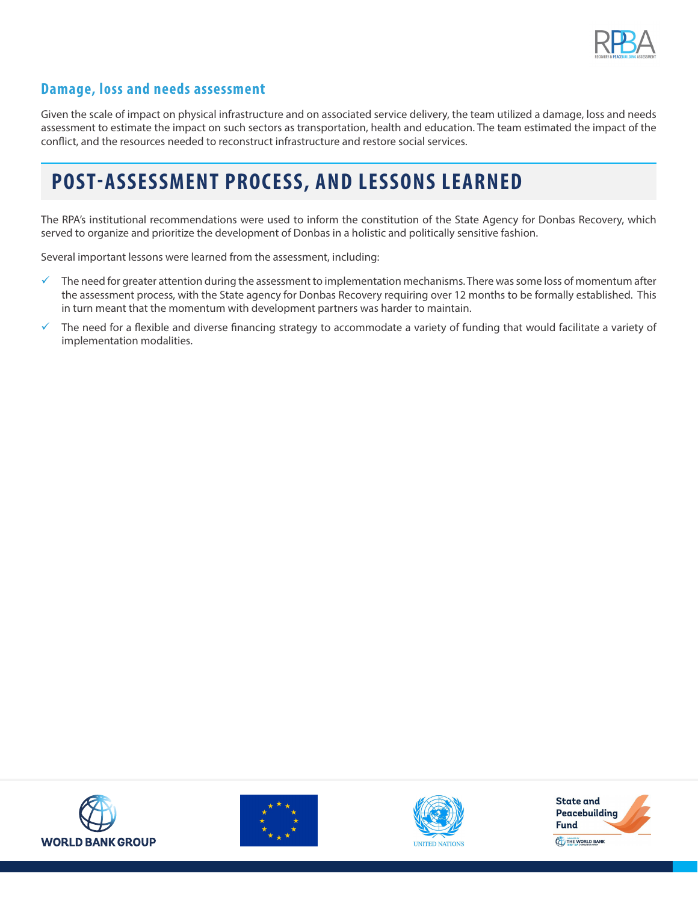### Damage, loss and needs assessment

Given the scale of impact on physical infrastructure and on associated service delivery, the team utilized a damage, loss and needs assessment to estimate the impact on such sectors as transportation, health and education. The team estimated the impact of the conflict, and the resources needed to reconstruct infrastructure and restore social services.

## POST-ASSESSMENT PROCESS, AND LESSONS LEARNED

The RPA's institutional recommendations were used to inform the constitution of the State Agency for Donbas Recovery, which served to organize and prioritize the development of Donbas in a holistic and politically sensitive fashion.

Several important lessons were learned from the assessment, including:

- ✓ The need for greater attention during the assessment to implementation mechanisms. There was some loss of momentum after the assessment process, with the State agency for Donbas Recovery requiring over 12 months to be formally established. This in turn meant that the momentum with development partners was harder to maintain.
- ✓ The need for a flexible and diverse financing strategy to accommodate a variety of funding that would facilitate a variety of implementation modalities.